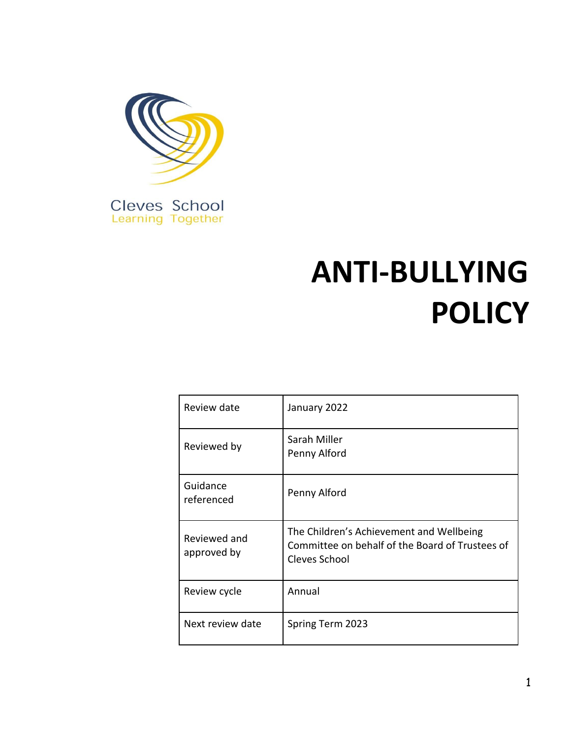Cleves School
Learning Together

# ANTI-BULLYING POLICY

| Review date | January 2022 |
| --- | --- |
| Reviewed by | Sarah Miller<br>Penny Alford |
| Guidance referenced | Penny Alford |
| Reviewed and approved by | The Children's Achievement and Wellbeing Committee on behalf of the Board of Trustees of Cleves School |
| Review cycle | Annual |
| Next review date | Spring Term 2023 |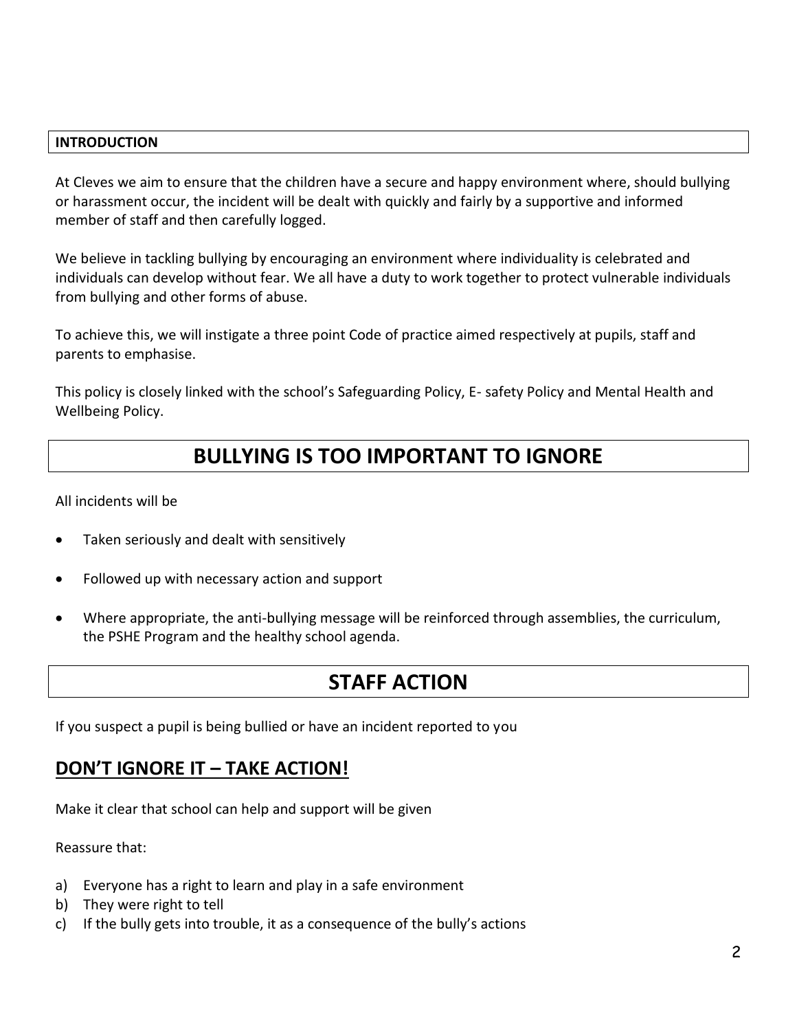## INTRODUCTION

At Cleves we aim to ensure that the children have a secure and happy environment where, should bullying or harassment occur, the incident will be dealt with quickly and fairly by a supportive and informed member of staff and then carefully logged.

We believe in tackling bullying by encouraging an environment where individuality is celebrated and individuals can develop without fear. We all have a duty to work together to protect vulnerable individuals from bullying and other forms of abuse.

To achieve this, we will instigate a three point Code of practice aimed respectively at pupils, staff and parents to emphasise.

This policy is closely linked with the school's Safeguarding Policy, E- safety Policy and Mental Health and Wellbeing Policy.

# BULLYING IS TOO IMPORTANT TO IGNORE

All incidents will be

- Taken seriously and dealt with sensitively
- Followed up with necessary action and support
- Where appropriate, the anti-bullying message will be reinforced through assemblies, the curriculum, the PSHE Program and the healthy school agenda.

# STAFF ACTION

If you suspect a pupil is being bullied or have an incident reported to you

## DON'T IGNORE IT – TAKE ACTION!

Make it clear that school can help and support will be given

Reassure that:

a) Everyone has a right to learn and play in a safe environment
b) They were right to tell
c) If the bully gets into trouble, it as a consequence of the bully's actions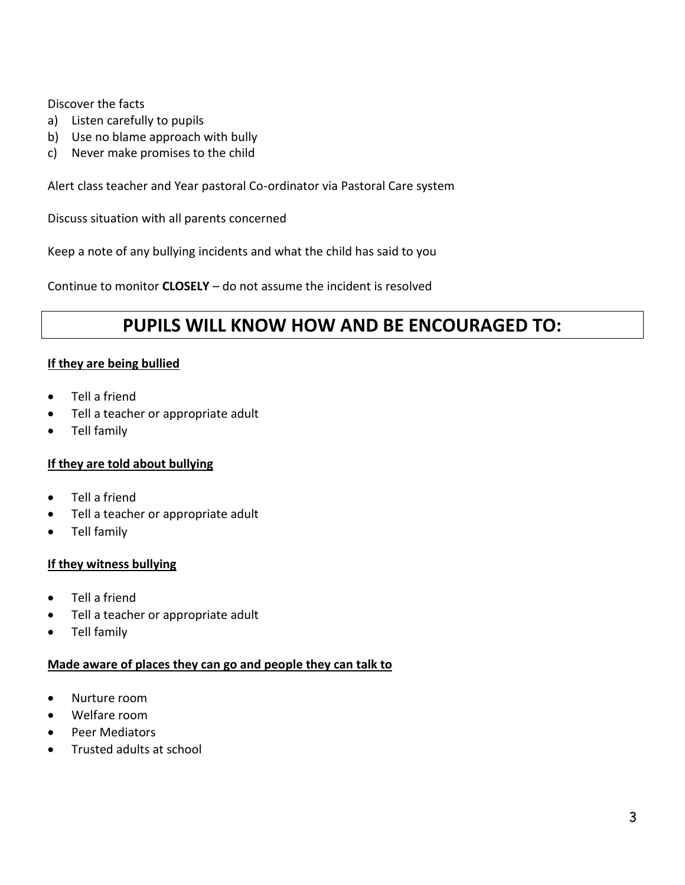Discover the facts

a) Listen carefully to pupils
b) Use no blame approach with bully
c) Never make promises to the child

Alert class teacher and Year pastoral Co-ordinator via Pastoral Care system

Discuss situation with all parents concerned

Keep a note of any bullying incidents and what the child has said to you

Continue to monitor **CLOSELY** – do not assume the incident is resolved

## PUPILS WILL KNOW HOW AND BE ENCOURAGED TO:

**If they are being bullied**

- Tell a friend
- Tell a teacher or appropriate adult
- Tell family

**If they are told about bullying**

- Tell a friend
- Tell a teacher or appropriate adult
- Tell family

**If they witness bullying**

- Tell a friend
- Tell a teacher or appropriate adult
- Tell family

**Made aware of places they can go and people they can talk to**

- Nurture room
- Welfare room
- Peer Mediators
- Trusted adults at school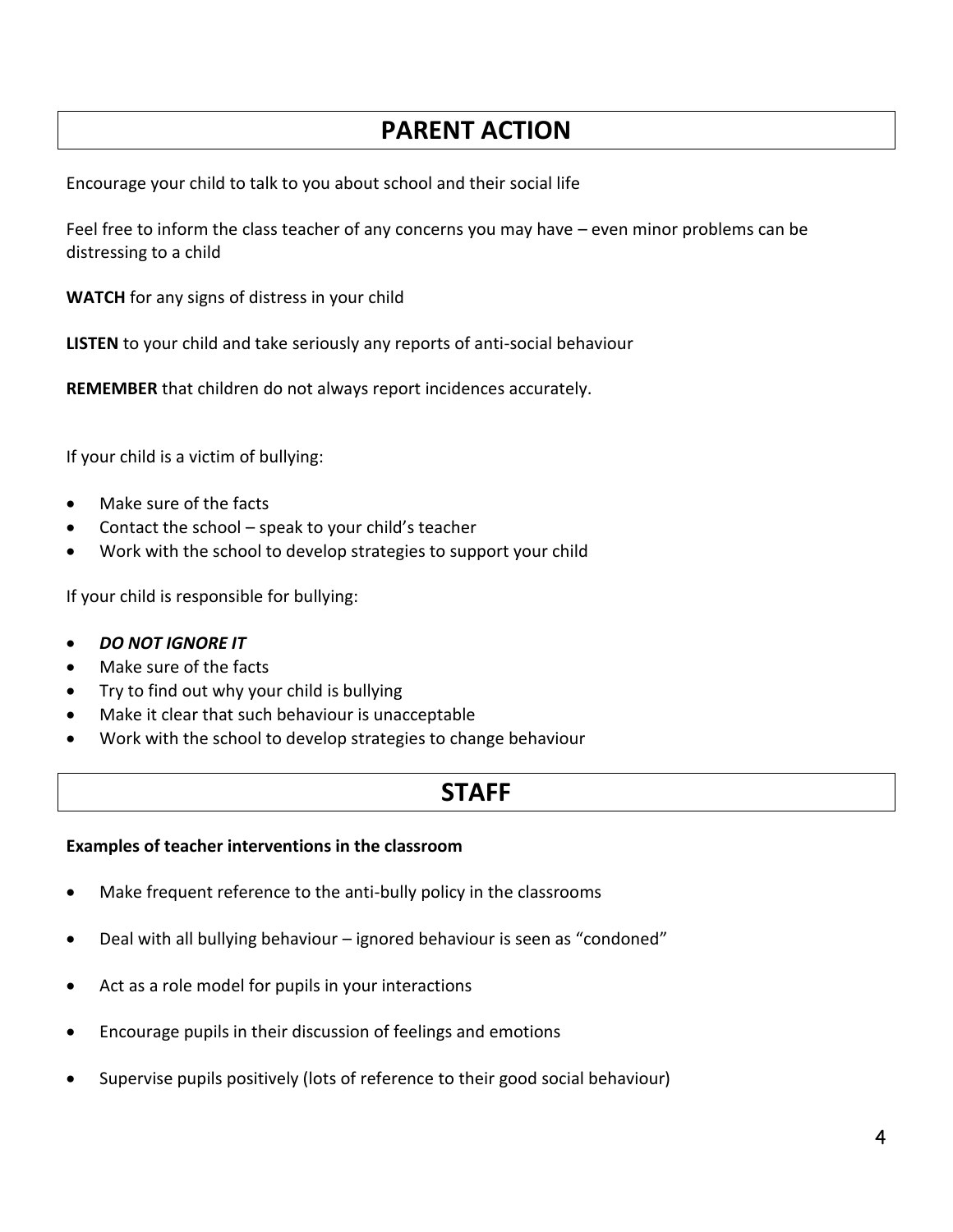# PARENT ACTION

Encourage your child to talk to you about school and their social life

Feel free to inform the class teacher of any concerns you may have – even minor problems can be distressing to a child

**WATCH** for any signs of distress in your child

**LISTEN** to your child and take seriously any reports of anti-social behaviour

**REMEMBER** that children do not always report incidences accurately.

If your child is a victim of bullying:

- Make sure of the facts
- Contact the school – speak to your child's teacher
- Work with the school to develop strategies to support your child

If your child is responsible for bullying:

- ***DO NOT IGNORE IT***
- Make sure of the facts
- Try to find out why your child is bullying
- Make it clear that such behaviour is unacceptable
- Work with the school to develop strategies to change behaviour

# STAFF

**Examples of teacher interventions in the classroom**

- Make frequent reference to the anti-bully policy in the classrooms
- Deal with all bullying behaviour – ignored behaviour is seen as "condoned"
- Act as a role model for pupils in your interactions
- Encourage pupils in their discussion of feelings and emotions
- Supervise pupils positively (lots of reference to their good social behaviour)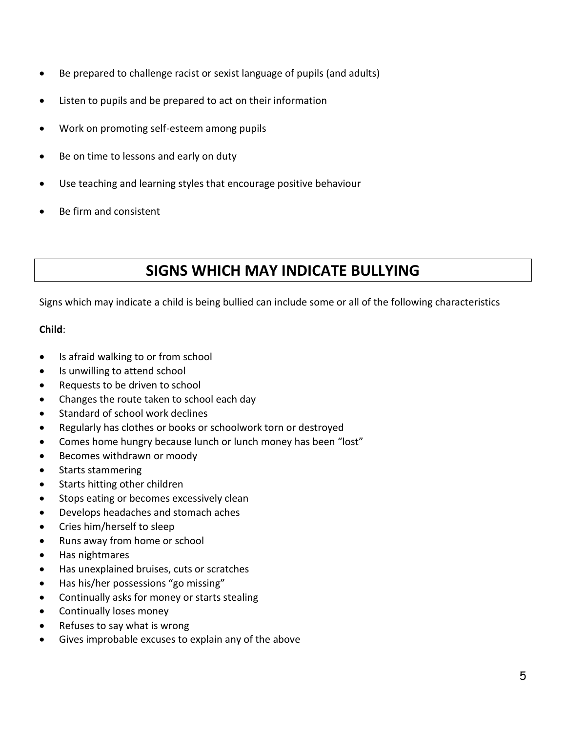- Be prepared to challenge racist or sexist language of pupils (and adults)
- Listen to pupils and be prepared to act on their information
- Work on promoting self-esteem among pupils
- Be on time to lessons and early on duty
- Use teaching and learning styles that encourage positive behaviour
- Be firm and consistent

## SIGNS WHICH MAY INDICATE BULLYING

Signs which may indicate a child is being bullied can include some or all of the following characteristics

**Child**:

- Is afraid walking to or from school
- Is unwilling to attend school
- Requests to be driven to school
- Changes the route taken to school each day
- Standard of school work declines
- Regularly has clothes or books or schoolwork torn or destroyed
- Comes home hungry because lunch or lunch money has been "lost"
- Becomes withdrawn or moody
- Starts stammering
- Starts hitting other children
- Stops eating or becomes excessively clean
- Develops headaches and stomach aches
- Cries him/herself to sleep
- Runs away from home or school
- Has nightmares
- Has unexplained bruises, cuts or scratches
- Has his/her possessions "go missing"
- Continually asks for money or starts stealing
- Continually loses money
- Refuses to say what is wrong
- Gives improbable excuses to explain any of the above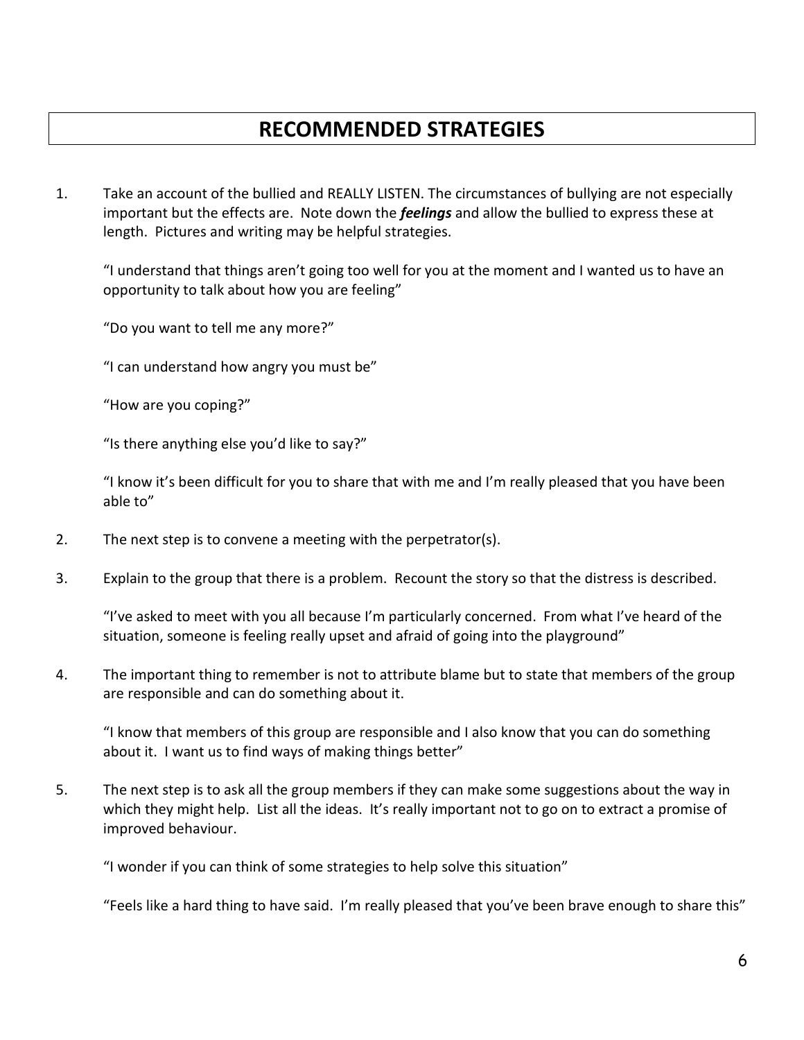# RECOMMENDED STRATEGIES

1. Take an account of the bullied and REALLY LISTEN. The circumstances of bullying are not especially important but the effects are. Note down the ***feelings*** and allow the bullied to express these at length. Pictures and writing may be helpful strategies.

   "I understand that things aren't going too well for you at the moment and I wanted us to have an opportunity to talk about how you are feeling"

   "Do you want to tell me any more?"

   "I can understand how angry you must be"

   "How are you coping?"

   "Is there anything else you'd like to say?"

   "I know it's been difficult for you to share that with me and I'm really pleased that you have been able to"

2. The next step is to convene a meeting with the perpetrator(s).

3. Explain to the group that there is a problem. Recount the story so that the distress is described.

   "I've asked to meet with you all because I'm particularly concerned. From what I've heard of the situation, someone is feeling really upset and afraid of going into the playground"

4. The important thing to remember is not to attribute blame but to state that members of the group are responsible and can do something about it.

   "I know that members of this group are responsible and I also know that you can do something about it. I want us to find ways of making things better"

5. The next step is to ask all the group members if they can make some suggestions about the way in which they might help. List all the ideas. It's really important not to go on to extract a promise of improved behaviour.

   "I wonder if you can think of some strategies to help solve this situation"

   "Feels like a hard thing to have said. I'm really pleased that you've been brave enough to share this"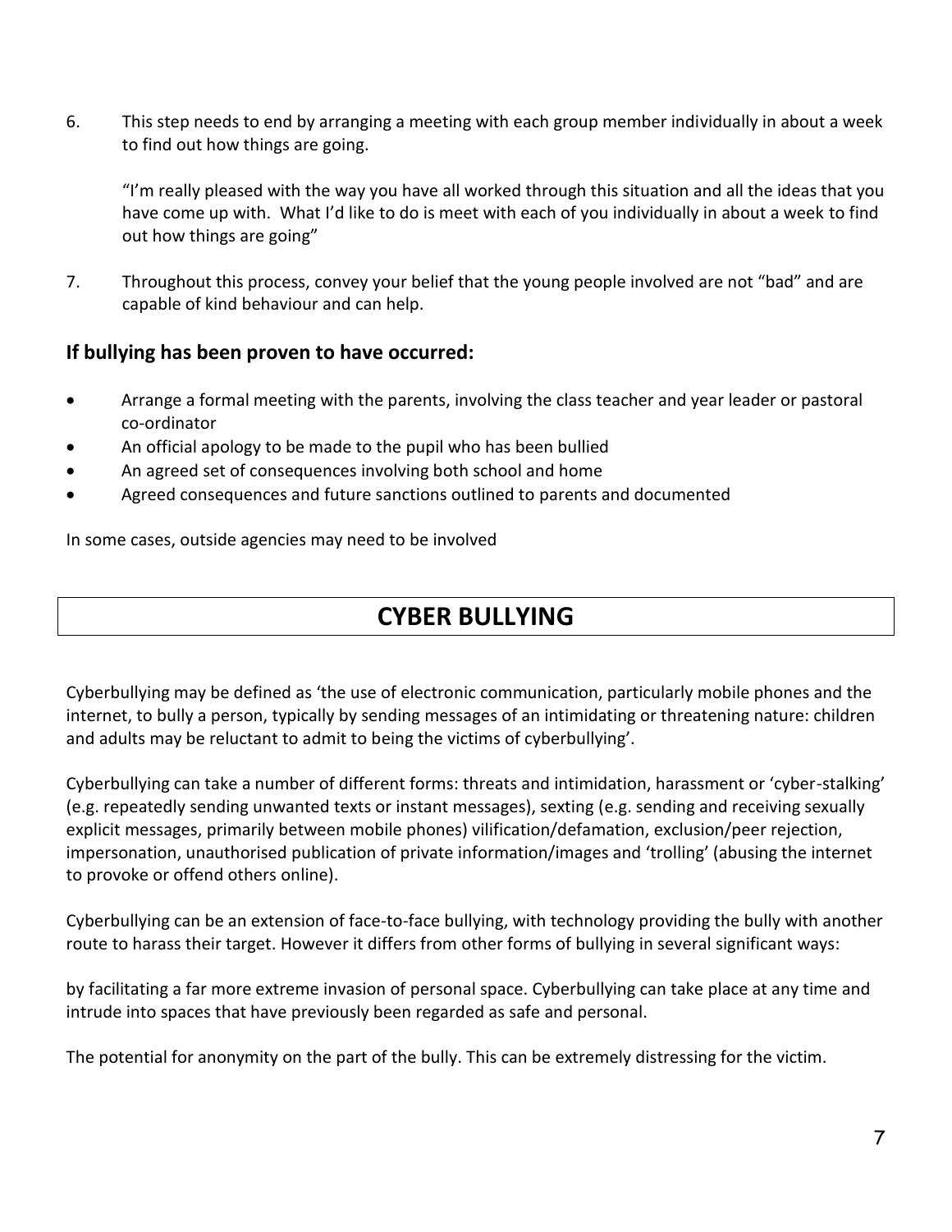6. This step needs to end by arranging a meeting with each group member individually in about a week to find out how things are going.

   "I'm really pleased with the way you have all worked through this situation and all the ideas that you have come up with. What I'd like to do is meet with each of you individually in about a week to find out how things are going"

7. Throughout this process, convey your belief that the young people involved are not "bad" and are capable of kind behaviour and can help.

### If bullying has been proven to have occurred:

- Arrange a formal meeting with the parents, involving the class teacher and year leader or pastoral co-ordinator
- An official apology to be made to the pupil who has been bullied
- An agreed set of consequences involving both school and home
- Agreed consequences and future sanctions outlined to parents and documented

In some cases, outside agencies may need to be involved

## CYBER BULLYING

Cyberbullying may be defined as 'the use of electronic communication, particularly mobile phones and the internet, to bully a person, typically by sending messages of an intimidating or threatening nature: children and adults may be reluctant to admit to being the victims of cyberbullying'.

Cyberbullying can take a number of different forms: threats and intimidation, harassment or 'cyber-stalking' (e.g. repeatedly sending unwanted texts or instant messages), sexting (e.g. sending and receiving sexually explicit messages, primarily between mobile phones) vilification/defamation, exclusion/peer rejection, impersonation, unauthorised publication of private information/images and 'trolling' (abusing the internet to provoke or offend others online).

Cyberbullying can be an extension of face-to-face bullying, with technology providing the bully with another route to harass their target. However it differs from other forms of bullying in several significant ways:

by facilitating a far more extreme invasion of personal space. Cyberbullying can take place at any time and intrude into spaces that have previously been regarded as safe and personal.

The potential for anonymity on the part of the bully. This can be extremely distressing for the victim.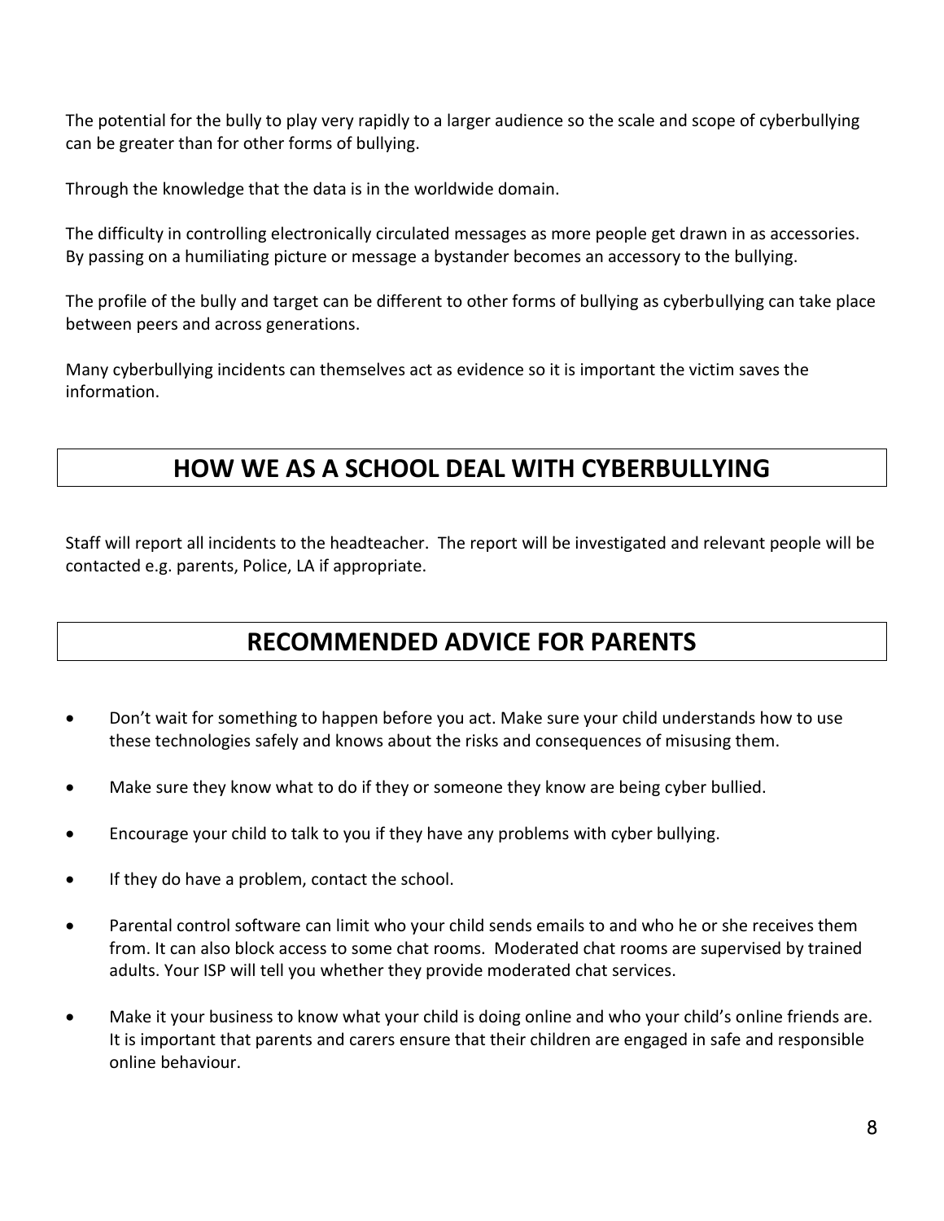The potential for the bully to play very rapidly to a larger audience so the scale and scope of cyberbullying can be greater than for other forms of bullying.

Through the knowledge that the data is in the worldwide domain.

The difficulty in controlling electronically circulated messages as more people get drawn in as accessories. By passing on a humiliating picture or message a bystander becomes an accessory to the bullying.

The profile of the bully and target can be different to other forms of bullying as cyberbullying can take place between peers and across generations.

Many cyberbullying incidents can themselves act as evidence so it is important the victim saves the information.

## HOW WE AS A SCHOOL DEAL WITH CYBERBULLYING

Staff will report all incidents to the headteacher. The report will be investigated and relevant people will be contacted e.g. parents, Police, LA if appropriate.

## RECOMMENDED ADVICE FOR PARENTS

- Don't wait for something to happen before you act. Make sure your child understands how to use these technologies safely and knows about the risks and consequences of misusing them.
- Make sure they know what to do if they or someone they know are being cyber bullied.
- Encourage your child to talk to you if they have any problems with cyber bullying.
- If they do have a problem, contact the school.
- Parental control software can limit who your child sends emails to and who he or she receives them from. It can also block access to some chat rooms. Moderated chat rooms are supervised by trained adults. Your ISP will tell you whether they provide moderated chat services.
- Make it your business to know what your child is doing online and who your child's online friends are. It is important that parents and carers ensure that their children are engaged in safe and responsible online behaviour.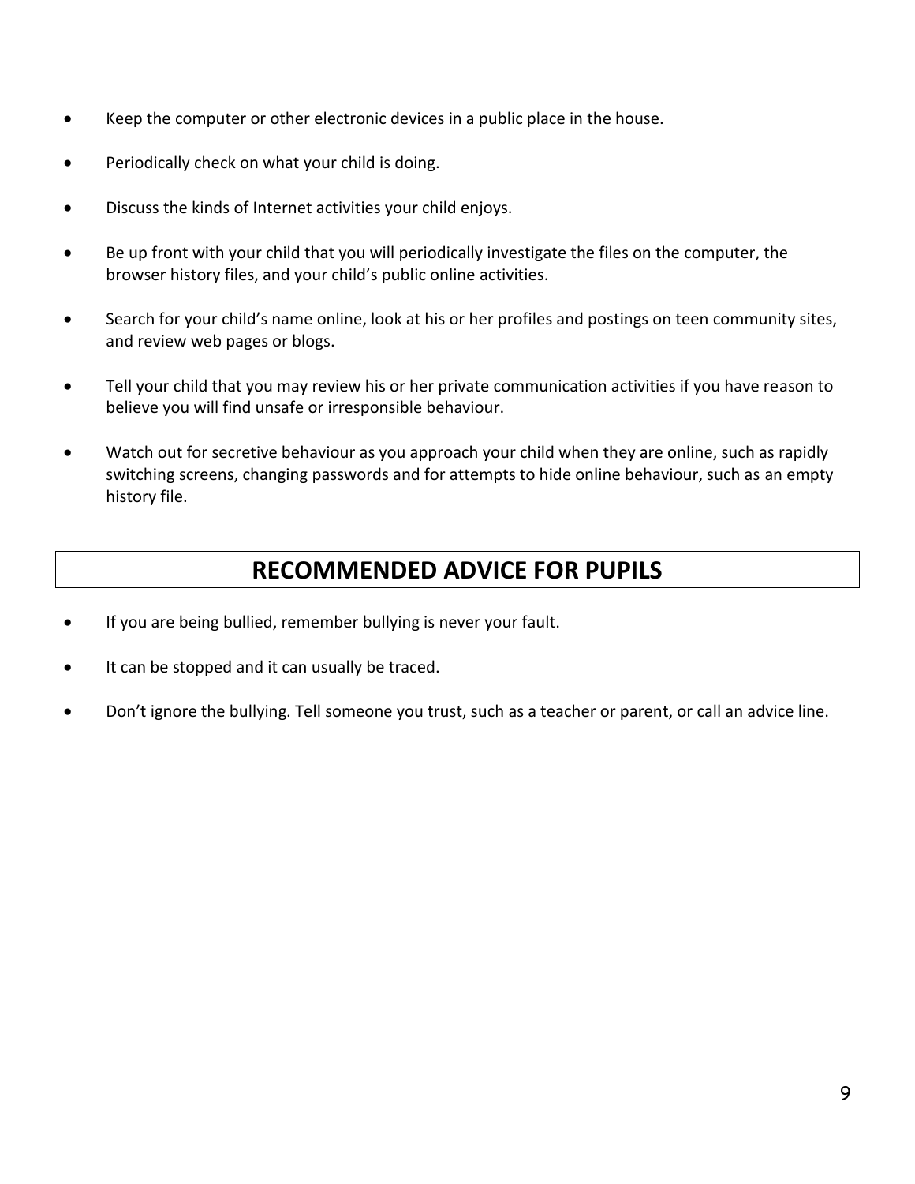- Keep the computer or other electronic devices in a public place in the house.
- Periodically check on what your child is doing.
- Discuss the kinds of Internet activities your child enjoys.
- Be up front with your child that you will periodically investigate the files on the computer, the browser history files, and your child's public online activities.
- Search for your child's name online, look at his or her profiles and postings on teen community sites, and review web pages or blogs.
- Tell your child that you may review his or her private communication activities if you have reason to believe you will find unsafe or irresponsible behaviour.
- Watch out for secretive behaviour as you approach your child when they are online, such as rapidly switching screens, changing passwords and for attempts to hide online behaviour, such as an empty history file.

## RECOMMENDED ADVICE FOR PUPILS

- If you are being bullied, remember bullying is never your fault.
- It can be stopped and it can usually be traced.
- Don't ignore the bullying. Tell someone you trust, such as a teacher or parent, or call an advice line.